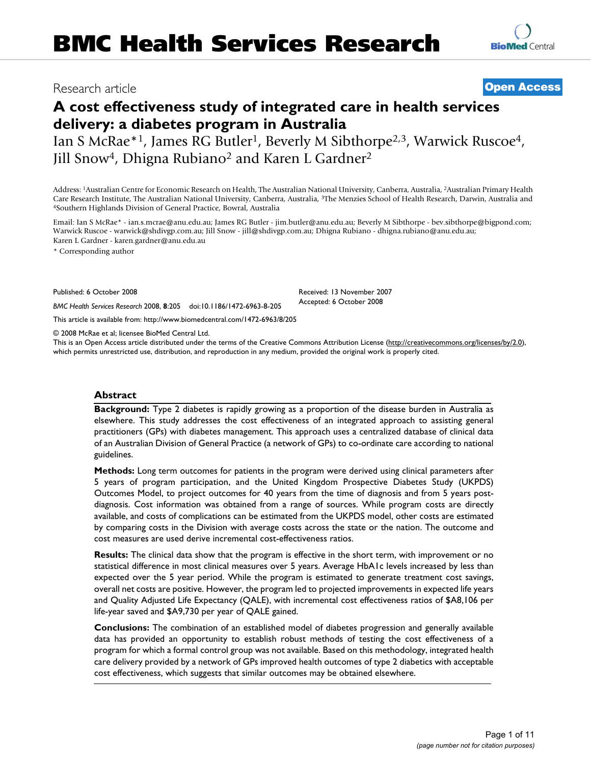BMC Health Services Research

Research article **Open Access**

# A cost effectiveness study of integrated care in health services delivery: a diabetes program in Australia

Ian S McRae*[1], James RG Butler[1], Beverly M Sibthorpe[2,3], Warwick Ruscoe[4], Jill Snow[4], Dhigna Rubiano[2] and Karen L Gardner[2]

Address: [1]Australian Centre for Economic Research on Health, The Australian National University, Canberra, Australia, [2]Australian Primary Health Care Research Institute, The Australian National University, Canberra, Australia, [3]The Menzies School of Health Research, Darwin, Australia and [4]Southern Highlands Division of General Practice, Bowral, Australia

Email: Ian S McRae* - ian.s.mcrae@anu.edu.au; James RG Butler - jim.butler@anu.edu.au; Beverly M Sibthorpe - bev.sibthorpe@bigpond.com; Warwick Ruscoe - warwick@shdivgp.com.au; Jill Snow - jill@shdivgp.com.au; Dhigna Rubiano - dhigna.rubiano@anu.edu.au; Karen L Gardner - karen.gardner@anu.edu.au

\* Corresponding author

Published: 6 October 2008

*BMC Health Services Research* 2008, **8**:205 doi:10.1186/1472-6963-8-205

Received: 13 November 2007
Accepted: 6 October 2008

This article is available from: http://www.biomedcentral.com/1472-6963/8/205

© 2008 McRae et al; licensee BioMed Central Ltd.
This is an Open Access article distributed under the terms of the Creative Commons Attribution License (http://creativecommons.org/licenses/by/2.0), which permits unrestricted use, distribution, and reproduction in any medium, provided the original work is properly cited.

## Abstract

**Background:** Type 2 diabetes is rapidly growing as a proportion of the disease burden in Australia as elsewhere. This study addresses the cost effectiveness of an integrated approach to assisting general practitioners (GPs) with diabetes management. This approach uses a centralized database of clinical data of an Australian Division of General Practice (a network of GPs) to co-ordinate care according to national guidelines.

**Methods:** Long term outcomes for patients in the program were derived using clinical parameters after 5 years of program participation, and the United Kingdom Prospective Diabetes Study (UKPDS) Outcomes Model, to project outcomes for 40 years from the time of diagnosis and from 5 years post-diagnosis. Cost information was obtained from a range of sources. While program costs are directly available, and costs of complications can be estimated from the UKPDS model, other costs are estimated by comparing costs in the Division with average costs across the state or the nation. The outcome and cost measures are used derive incremental cost-effectiveness ratios.

**Results:** The clinical data show that the program is effective in the short term, with improvement or no statistical difference in most clinical measures over 5 years. Average HbA1c levels increased by less than expected over the 5 year period. While the program is estimated to generate treatment cost savings, overall net costs are positive. However, the program led to projected improvements in expected life years and Quality Adjusted Life Expectancy (QALE), with incremental cost effectiveness ratios of $A8,106 per life-year saved and $A9,730 per year of QALE gained.

**Conclusions:** The combination of an established model of diabetes progression and generally available data has provided an opportunity to establish robust methods of testing the cost effectiveness of a program for which a formal control group was not available. Based on this methodology, integrated health care delivery provided by a network of GPs improved health outcomes of type 2 diabetics with acceptable cost effectiveness, which suggests that similar outcomes may be obtained elsewhere.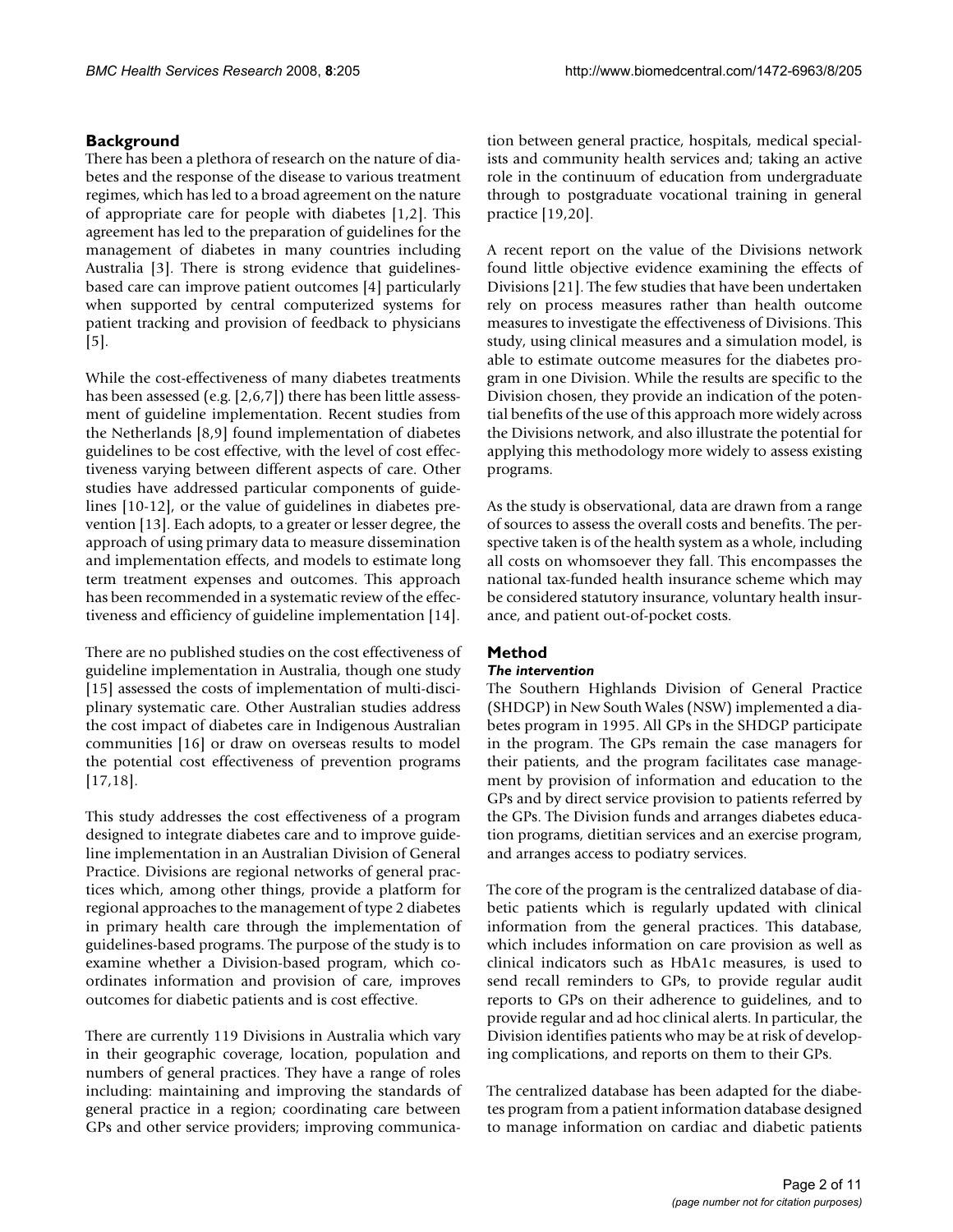## Background

There has been a plethora of research on the nature of diabetes and the response of the disease to various treatment regimes, which has led to a broad agreement on the nature of appropriate care for people with diabetes [1,2]. This agreement has led to the preparation of guidelines for the management of diabetes in many countries including Australia [3]. There is strong evidence that guidelines-based care can improve patient outcomes [4] particularly when supported by central computerized systems for patient tracking and provision of feedback to physicians [5].

While the cost-effectiveness of many diabetes treatments has been assessed (e.g. [2,6,7]) there has been little assessment of guideline implementation. Recent studies from the Netherlands [8,9] found implementation of diabetes guidelines to be cost effective, with the level of cost effectiveness varying between different aspects of care. Other studies have addressed particular components of guidelines [10-12], or the value of guidelines in diabetes prevention [13]. Each adopts, to a greater or lesser degree, the approach of using primary data to measure dissemination and implementation effects, and models to estimate long term treatment expenses and outcomes. This approach has been recommended in a systematic review of the effectiveness and efficiency of guideline implementation [14].

There are no published studies on the cost effectiveness of guideline implementation in Australia, though one study [15] assessed the costs of implementation of multi-disciplinary systematic care. Other Australian studies address the cost impact of diabetes care in Indigenous Australian communities [16] or draw on overseas results to model the potential cost effectiveness of prevention programs [17,18].

This study addresses the cost effectiveness of a program designed to integrate diabetes care and to improve guideline implementation in an Australian Division of General Practice. Divisions are regional networks of general practices which, among other things, provide a platform for regional approaches to the management of type 2 diabetes in primary health care through the implementation of guidelines-based programs. The purpose of the study is to examine whether a Division-based program, which co-ordinates information and provision of care, improves outcomes for diabetic patients and is cost effective.

There are currently 119 Divisions in Australia which vary in their geographic coverage, location, population and numbers of general practices. They have a range of roles including: maintaining and improving the standards of general practice in a region; coordinating care between GPs and other service providers; improving communication between general practice, hospitals, medical specialists and community health services and; taking an active role in the continuum of education from undergraduate through to postgraduate vocational training in general practice [19,20].

A recent report on the value of the Divisions network found little objective evidence examining the effects of Divisions [21]. The few studies that have been undertaken rely on process measures rather than health outcome measures to investigate the effectiveness of Divisions. This study, using clinical measures and a simulation model, is able to estimate outcome measures for the diabetes program in one Division. While the results are specific to the Division chosen, they provide an indication of the potential benefits of the use of this approach more widely across the Divisions network, and also illustrate the potential for applying this methodology more widely to assess existing programs.

As the study is observational, data are drawn from a range of sources to assess the overall costs and benefits. The perspective taken is of the health system as a whole, including all costs on whomsoever they fall. This encompasses the national tax-funded health insurance scheme which may be considered statutory insurance, voluntary health insurance, and patient out-of-pocket costs.

## Method

### *The intervention*

The Southern Highlands Division of General Practice (SHDGP) in New South Wales (NSW) implemented a diabetes program in 1995. All GPs in the SHDGP participate in the program. The GPs remain the case managers for their patients, and the program facilitates case management by provision of information and education to the GPs and by direct service provision to patients referred by the GPs. The Division funds and arranges diabetes education programs, dietitian services and an exercise program, and arranges access to podiatry services.

The core of the program is the centralized database of diabetic patients which is regularly updated with clinical information from the general practices. This database, which includes information on care provision as well as clinical indicators such as HbA1c measures, is used to send recall reminders to GPs, to provide regular audit reports to GPs on their adherence to guidelines, and to provide regular and ad hoc clinical alerts. In particular, the Division identifies patients who may be at risk of developing complications, and reports on them to their GPs.

The centralized database has been adapted for the diabetes program from a patient information database designed to manage information on cardiac and diabetic patients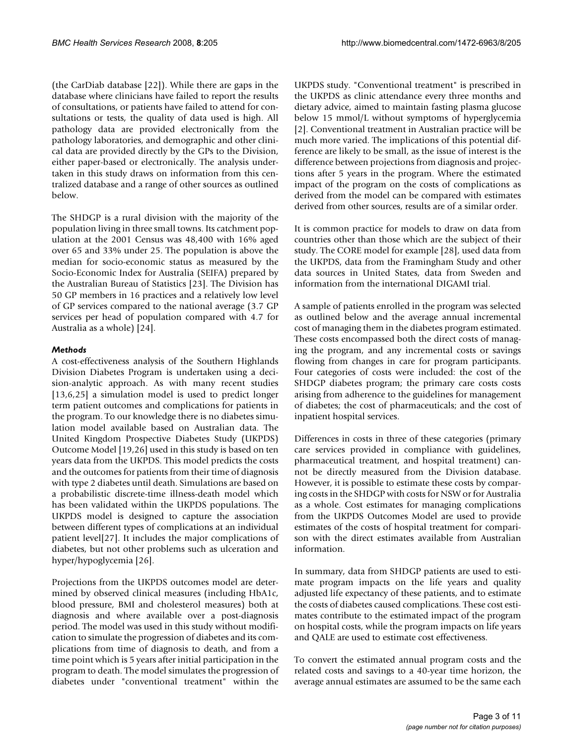(the CarDiab database [22]). While there are gaps in the database where clinicians have failed to report the results of consultations, or patients have failed to attend for consultations or tests, the quality of data used is high. All pathology data are provided electronically from the pathology laboratories, and demographic and other clinical data are provided directly by the GPs to the Division, either paper-based or electronically. The analysis undertaken in this study draws on information from this centralized database and a range of other sources as outlined below.

The SHDGP is a rural division with the majority of the population living in three small towns. Its catchment population at the 2001 Census was 48,400 with 16% aged over 65 and 33% under 25. The population is above the median for socio-economic status as measured by the Socio-Economic Index for Australia (SEIFA) prepared by the Australian Bureau of Statistics [23]. The Division has 50 GP members in 16 practices and a relatively low level of GP services compared to the national average (3.7 GP services per head of population compared with 4.7 for Australia as a whole) [24].

### *Methods*

A cost-effectiveness analysis of the Southern Highlands Division Diabetes Program is undertaken using a decision-analytic approach. As with many recent studies [13,6,25] a simulation model is used to predict longer term patient outcomes and complications for patients in the program. To our knowledge there is no diabetes simulation model available based on Australian data. The United Kingdom Prospective Diabetes Study (UKPDS) Outcome Model [19,26] used in this study is based on ten years data from the UKPDS. This model predicts the costs and the outcomes for patients from their time of diagnosis with type 2 diabetes until death. Simulations are based on a probabilistic discrete-time illness-death model which has been validated within the UKPDS populations. The UKPDS model is designed to capture the association between different types of complications at an individual patient level[27]. It includes the major complications of diabetes, but not other problems such as ulceration and hyper/hypoglycemia [26].

Projections from the UKPDS outcomes model are determined by observed clinical measures (including HbA1c, blood pressure, BMI and cholesterol measures) both at diagnosis and where available over a post-diagnosis period. The model was used in this study without modification to simulate the progression of diabetes and its complications from time of diagnosis to death, and from a time point which is 5 years after initial participation in the program to death. The model simulates the progression of diabetes under "conventional treatment" within the UKPDS study. "Conventional treatment" is prescribed in the UKPDS as clinic attendance every three months and dietary advice, aimed to maintain fasting plasma glucose below 15 mmol/L without symptoms of hyperglycemia [2]. Conventional treatment in Australian practice will be much more varied. The implications of this potential difference are likely to be small, as the issue of interest is the difference between projections from diagnosis and projections after 5 years in the program. Where the estimated impact of the program on the costs of complications as derived from the model can be compared with estimates derived from other sources, results are of a similar order.

It is common practice for models to draw on data from countries other than those which are the subject of their study. The CORE model for example [28], used data from the UKPDS, data from the Framingham Study and other data sources in United States, data from Sweden and information from the international DIGAMI trial.

A sample of patients enrolled in the program was selected as outlined below and the average annual incremental cost of managing them in the diabetes program estimated. These costs encompassed both the direct costs of managing the program, and any incremental costs or savings flowing from changes in care for program participants. Four categories of costs were included: the cost of the SHDGP diabetes program; the primary care costs costs arising from adherence to the guidelines for management of diabetes; the cost of pharmaceuticals; and the cost of inpatient hospital services.

Differences in costs in three of these categories (primary care services provided in compliance with guidelines, pharmaceutical treatment, and hospital treatment) cannot be directly measured from the Division database. However, it is possible to estimate these costs by comparing costs in the SHDGP with costs for NSW or for Australia as a whole. Cost estimates for managing complications from the UKPDS Outcomes Model are used to provide estimates of the costs of hospital treatment for comparison with the direct estimates available from Australian information.

In summary, data from SHDGP patients are used to estimate program impacts on the life years and quality adjusted life expectancy of these patients, and to estimate the costs of diabetes caused complications. These cost estimates contribute to the estimated impact of the program on hospital costs, while the program impacts on life years and QALE are used to estimate cost effectiveness.

To convert the estimated annual program costs and the related costs and savings to a 40-year time horizon, the average annual estimates are assumed to be the same each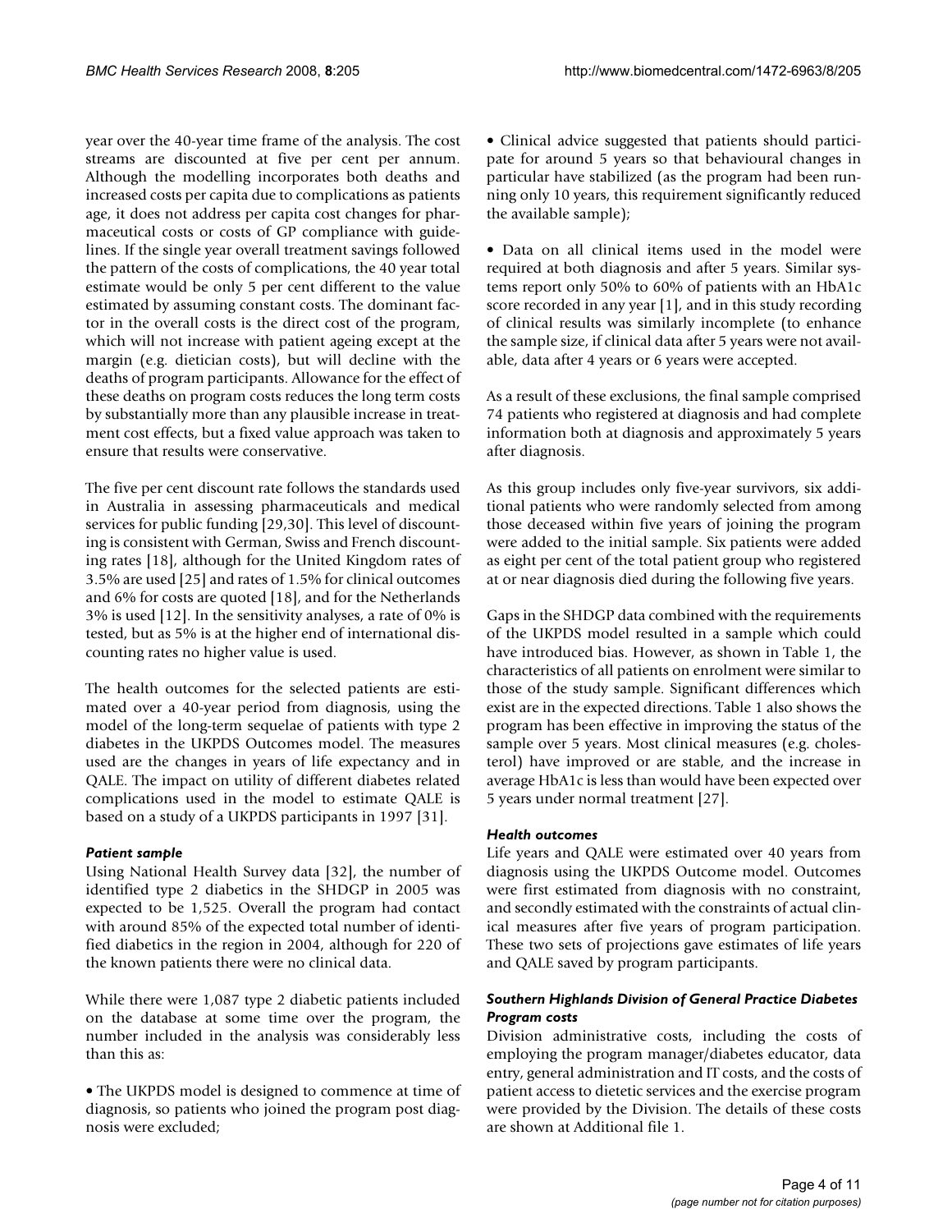year over the 40-year time frame of the analysis. The cost streams are discounted at five per cent per annum. Although the modelling incorporates both deaths and increased costs per capita due to complications as patients age, it does not address per capita cost changes for pharmaceutical costs or costs of GP compliance with guidelines. If the single year overall treatment savings followed the pattern of the costs of complications, the 40 year total estimate would be only 5 per cent different to the value estimated by assuming constant costs. The dominant factor in the overall costs is the direct cost of the program, which will not increase with patient ageing except at the margin (e.g. dietician costs), but will decline with the deaths of program participants. Allowance for the effect of these deaths on program costs reduces the long term costs by substantially more than any plausible increase in treatment cost effects, but a fixed value approach was taken to ensure that results were conservative.

The five per cent discount rate follows the standards used in Australia in assessing pharmaceuticals and medical services for public funding [29,30]. This level of discounting is consistent with German, Swiss and French discounting rates [18], although for the United Kingdom rates of 3.5% are used [25] and rates of 1.5% for clinical outcomes and 6% for costs are quoted [18], and for the Netherlands 3% is used [12]. In the sensitivity analyses, a rate of 0% is tested, but as 5% is at the higher end of international discounting rates no higher value is used.

The health outcomes for the selected patients are estimated over a 40-year period from diagnosis, using the model of the long-term sequelae of patients with type 2 diabetes in the UKPDS Outcomes model. The measures used are the changes in years of life expectancy and in QALE. The impact on utility of different diabetes related complications used in the model to estimate QALE is based on a study of a UKPDS participants in 1997 [31].

### *Patient sample*

Using National Health Survey data [32], the number of identified type 2 diabetics in the SHDGP in 2005 was expected to be 1,525. Overall the program had contact with around 85% of the expected total number of identified diabetics in the region in 2004, although for 220 of the known patients there were no clinical data.

While there were 1,087 type 2 diabetic patients included on the database at some time over the program, the number included in the analysis was considerably less than this as:

- The UKPDS model is designed to commence at time of diagnosis, so patients who joined the program post diagnosis were excluded;

- Clinical advice suggested that patients should participate for around 5 years so that behavioural changes in particular have stabilized (as the program had been running only 10 years, this requirement significantly reduced the available sample);

- Data on all clinical items used in the model were required at both diagnosis and after 5 years. Similar systems report only 50% to 60% of patients with an HbA1c score recorded in any year [1], and in this study recording of clinical results was similarly incomplete (to enhance the sample size, if clinical data after 5 years were not available, data after 4 years or 6 years were accepted.

As a result of these exclusions, the final sample comprised 74 patients who registered at diagnosis and had complete information both at diagnosis and approximately 5 years after diagnosis.

As this group includes only five-year survivors, six additional patients who were randomly selected from among those deceased within five years of joining the program were added to the initial sample. Six patients were added as eight per cent of the total patient group who registered at or near diagnosis died during the following five years.

Gaps in the SHDGP data combined with the requirements of the UKPDS model resulted in a sample which could have introduced bias. However, as shown in Table 1, the characteristics of all patients on enrolment were similar to those of the study sample. Significant differences which exist are in the expected directions. Table 1 also shows the program has been effective in improving the status of the sample over 5 years. Most clinical measures (e.g. cholesterol) have improved or are stable, and the increase in average HbA1c is less than would have been expected over 5 years under normal treatment [27].

### *Health outcomes*

Life years and QALE were estimated over 40 years from diagnosis using the UKPDS Outcome model. Outcomes were first estimated from diagnosis with no constraint, and secondly estimated with the constraints of actual clinical measures after five years of program participation. These two sets of projections gave estimates of life years and QALE saved by program participants.

### *Southern Highlands Division of General Practice Diabetes Program costs*

Division administrative costs, including the costs of employing the program manager/diabetes educator, data entry, general administration and IT costs, and the costs of patient access to dietetic services and the exercise program were provided by the Division. The details of these costs are shown at Additional file 1.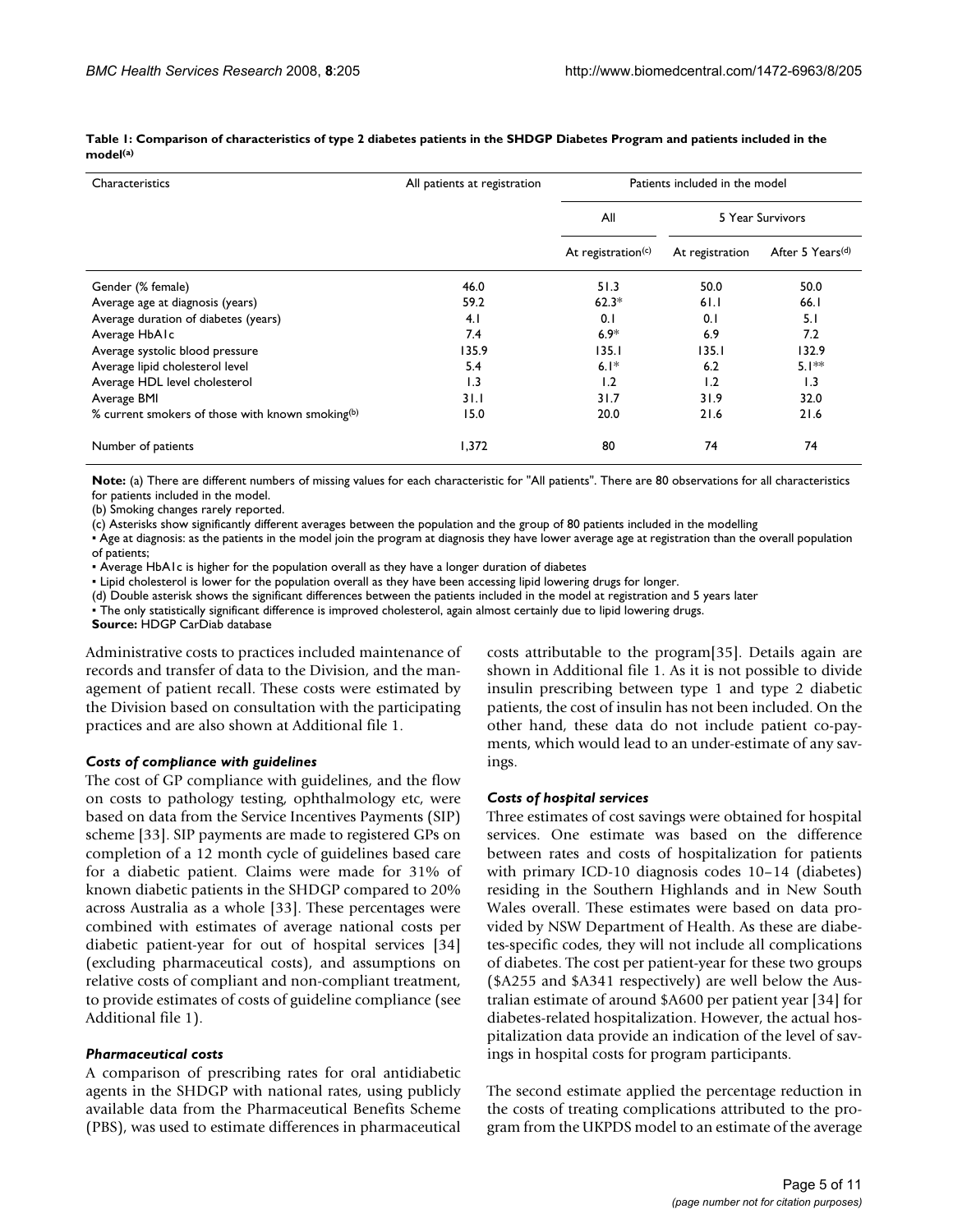**Table 1: Comparison of characteristics of type 2 diabetes patients in the SHDGP Diabetes Program and patients included in the model[(a)]**

| Characteristics | All patients at registration | Patients included in the model | | |
|---|---|---|---|---|
| | | All | 5 Year Survivors | |
| | | At registration[(c)] | At registration | After 5 Years[(d)] |
| Gender (% female) | 46.0 | 51.3 | 50.0 | 50.0 |
| Average age at diagnosis (years) | 59.2 | 62.3* | 61.1 | 66.1 |
| Average duration of diabetes (years) | 4.1 | 0.1 | 0.1 | 5.1 |
| Average HbA1c | 7.4 | 6.9* | 6.9 | 7.2 |
| Average systolic blood pressure | 135.9 | 135.1 | 135.1 | 132.9 |
| Average lipid cholesterol level | 5.4 | 6.1* | 6.2 | 5.1** |
| Average HDL level cholesterol | 1.3 | 1.2 | 1.2 | 1.3 |
| Average BMI | 31.1 | 31.7 | 31.9 | 32.0 |
| % current smokers of those with known smoking[(b)] | 15.0 | 20.0 | 21.6 | 21.6 |
| Number of patients | 1,372 | 80 | 74 | 74 |

**Note:** (a) There are different numbers of missing values for each characteristic for "All patients". There are 80 observations for all characteristics for patients included in the model.
(b) Smoking changes rarely reported.
(c) Asterisks show significantly different averages between the population and the group of 80 patients included in the modelling
▪ Age at diagnosis: as the patients in the model join the program at diagnosis they have lower average age at registration than the overall population of patients;
▪ Average HbA1c is higher for the population overall as they have a longer duration of diabetes
▪ Lipid cholesterol is lower for the population overall as they have been accessing lipid lowering drugs for longer.
(d) Double asterisk shows the significant differences between the patients included in the model at registration and 5 years later
▪ The only statistically significant difference is improved cholesterol, again almost certainly due to lipid lowering drugs.
**Source:** HDGP CarDiab database

Administrative costs to practices included maintenance of records and transfer of data to the Division, and the management of patient recall. These costs were estimated by the Division based on consultation with the participating practices and are also shown at Additional file 1.

### *Costs of compliance with guidelines*

The cost of GP compliance with guidelines, and the flow on costs to pathology testing, ophthalmology etc, were based on data from the Service Incentives Payments (SIP) scheme [33]. SIP payments are made to registered GPs on completion of a 12 month cycle of guidelines based care for a diabetic patient. Claims were made for 31% of known diabetic patients in the SHDGP compared to 20% across Australia as a whole [33]. These percentages were combined with estimates of average national costs per diabetic patient-year for out of hospital services [34] (excluding pharmaceutical costs), and assumptions on relative costs of compliant and non-compliant treatment, to provide estimates of costs of guideline compliance (see Additional file 1).

### *Pharmaceutical costs*

A comparison of prescribing rates for oral antidiabetic agents in the SHDGP with national rates, using publicly available data from the Pharmaceutical Benefits Scheme (PBS), was used to estimate differences in pharmaceutical costs attributable to the program[35]. Details again are shown in Additional file 1. As it is not possible to divide insulin prescribing between type 1 and type 2 diabetic patients, the cost of insulin has not been included. On the other hand, these data do not include patient co-payments, which would lead to an under-estimate of any savings.

### *Costs of hospital services*

Three estimates of cost savings were obtained for hospital services. One estimate was based on the difference between rates and costs of hospitalization for patients with primary ICD-10 diagnosis codes 10–14 (diabetes) residing in the Southern Highlands and in New South Wales overall. These estimates were based on data provided by NSW Department of Health. As these are diabetes-specific codes, they will not include all complications of diabetes. The cost per patient-year for these two groups ($A255 and $A341 respectively) are well below the Australian estimate of around $A600 per patient year [34] for diabetes-related hospitalization. However, the actual hospitalization data provide an indication of the level of savings in hospital costs for program participants.

The second estimate applied the percentage reduction in the costs of treating complications attributed to the program from the UKPDS model to an estimate of the average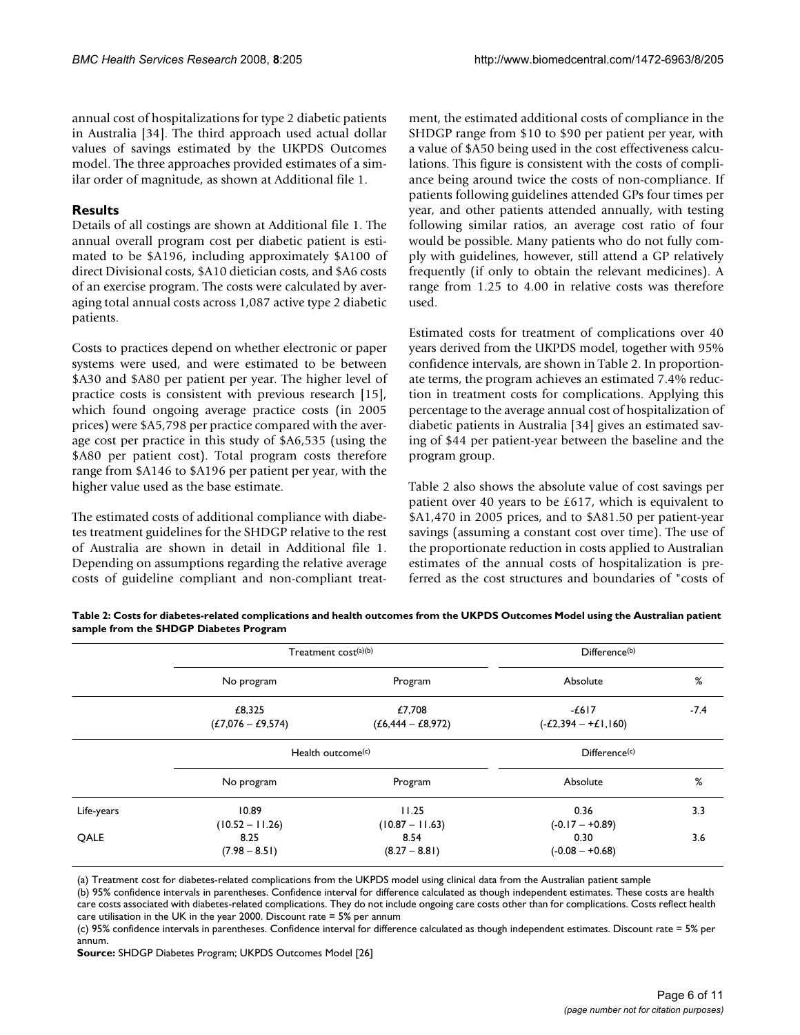annual cost of hospitalizations for type 2 diabetic patients in Australia [34]. The third approach used actual dollar values of savings estimated by the UKPDS Outcomes model. The three approaches provided estimates of a similar order of magnitude, as shown at Additional file 1.

## Results

Details of all costings are shown at Additional file 1. The annual overall program cost per diabetic patient is estimated to be $A196, including approximately $A100 of direct Divisional costs, $A10 dietician costs, and $A6 costs of an exercise program. The costs were calculated by averaging total annual costs across 1,087 active type 2 diabetic patients.

Costs to practices depend on whether electronic or paper systems were used, and were estimated to be between $A30 and $A80 per patient per year. The higher level of practice costs is consistent with previous research [15], which found ongoing average practice costs (in 2005 prices) were $A5,798 per practice compared with the average cost per practice in this study of $A6,535 (using the $A80 per patient cost). Total program costs therefore range from $A146 to $A196 per patient per year, with the higher value used as the base estimate.

The estimated costs of additional compliance with diabetes treatment guidelines for the SHDGP relative to the rest of Australia are shown in detail in Additional file 1. Depending on assumptions regarding the relative average costs of guideline compliant and non-compliant treatment, the estimated additional costs of compliance in the SHDGP range from $10 to $90 per patient per year, with a value of $A50 being used in the cost effectiveness calculations. This figure is consistent with the costs of compliance being around twice the costs of non-compliance. If patients following guidelines attended GPs four times per year, and other patients attended annually, with testing following similar ratios, an average cost ratio of four would be possible. Many patients who do not fully comply with guidelines, however, still attend a GP relatively frequently (if only to obtain the relevant medicines). A range from 1.25 to 4.00 in relative costs was therefore used.

Estimated costs for treatment of complications over 40 years derived from the UKPDS model, together with 95% confidence intervals, are shown in Table 2. In proportionate terms, the program achieves an estimated 7.4% reduction in treatment costs for complications. Applying this percentage to the average annual cost of hospitalization of diabetic patients in Australia [34] gives an estimated saving of $44 per patient-year between the baseline and the program group.

Table 2 also shows the absolute value of cost savings per patient over 40 years to be £617, which is equivalent to $A1,470 in 2005 prices, and to $A81.50 per patient-year savings (assuming a constant cost over time). The use of the proportionate reduction in costs applied to Australian estimates of the annual costs of hospitalization is preferred as the cost structures and boundaries of "costs of

**Table 2: Costs for diabetes-related complications and health outcomes from the UKPDS Outcomes Model using the Australian patient sample from the SHDGP Diabetes Program**

| | Treatment cost(a)(b) | | Difference(b) | |
|---|---|---|---|---|
| | No program | Program | Absolute | % |
| | £8,325 (£7,076 – £9,574) | £7,708 (£6,444 – £8,972) | -£617 (-£2,394 – +£1,160) | -7.4 |
| | **Health outcome(c)** | | **Difference(c)** | |
| | No program | Program | Absolute | % |
| Life-years | 10.89 (10.52 – 11.26) | 11.25 (10.87 – 11.63) | 0.36 (-0.17 – +0.89) | 3.3 |
| QALE | 8.25 (7.98 – 8.51) | 8.54 (8.27 – 8.81) | 0.30 (-0.08 – +0.68) | 3.6 |

(a) Treatment cost for diabetes-related complications from the UKPDS model using clinical data from the Australian patient sample
(b) 95% confidence intervals in parentheses. Confidence interval for difference calculated as though independent estimates. These costs are health care costs associated with diabetes-related complications. They do not include ongoing care costs other than for complications. Costs reflect health care utilisation in the UK in the year 2000. Discount rate = 5% per annum
(c) 95% confidence intervals in parentheses. Confidence interval for difference calculated as though independent estimates. Discount rate = 5% per annum.
**Source:** SHDGP Diabetes Program; UKPDS Outcomes Model [26]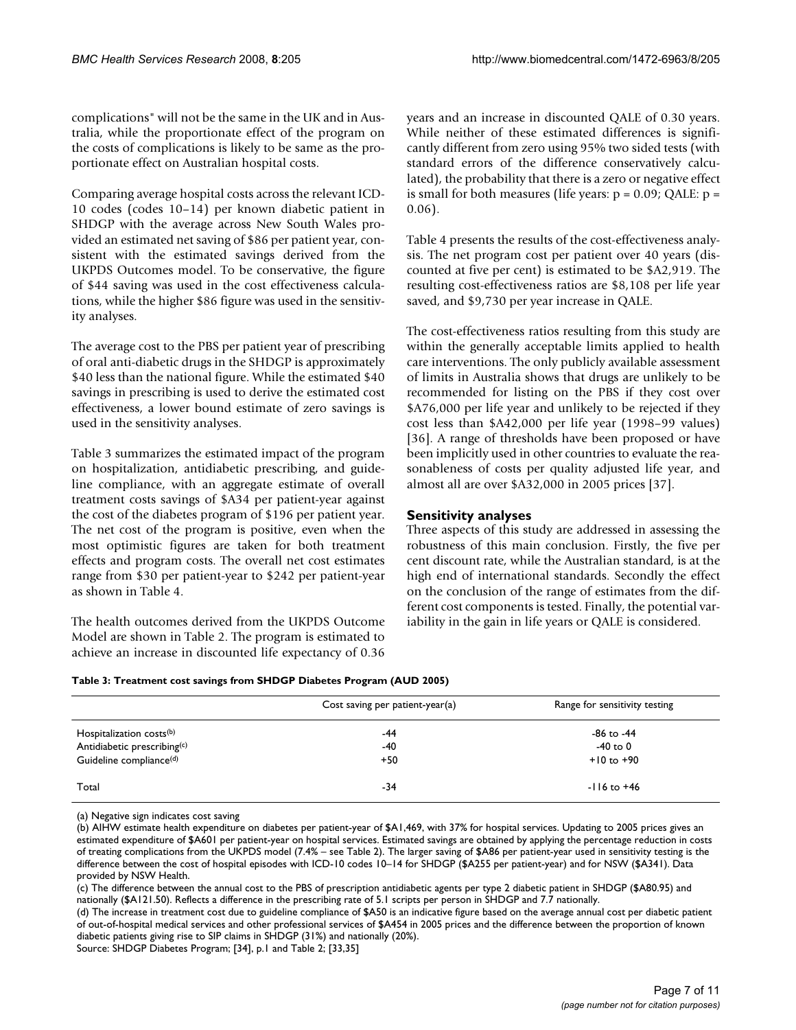complications" will not be the same in the UK and in Australia, while the proportionate effect of the program on the costs of complications is likely to be same as the proportionate effect on Australian hospital costs.

Comparing average hospital costs across the relevant ICD-10 codes (codes 10–14) per known diabetic patient in SHDGP with the average across New South Wales provided an estimated net saving of \$86 per patient year, consistent with the estimated savings derived from the UKPDS Outcomes model. To be conservative, the figure of \$44 saving was used in the cost effectiveness calculations, while the higher \$86 figure was used in the sensitivity analyses.

The average cost to the PBS per patient year of prescribing of oral anti-diabetic drugs in the SHDGP is approximately \$40 less than the national figure. While the estimated \$40 savings in prescribing is used to derive the estimated cost effectiveness, a lower bound estimate of zero savings is used in the sensitivity analyses.

Table 3 summarizes the estimated impact of the program on hospitalization, antidiabetic prescribing, and guideline compliance, with an aggregate estimate of overall treatment costs savings of \$A34 per patient-year against the cost of the diabetes program of \$196 per patient year. The net cost of the program is positive, even when the most optimistic figures are taken for both treatment effects and program costs. The overall net cost estimates range from \$30 per patient-year to \$242 per patient-year as shown in Table 4.

The health outcomes derived from the UKPDS Outcome Model are shown in Table 2. The program is estimated to achieve an increase in discounted life expectancy of 0.36 years and an increase in discounted QALE of 0.30 years. While neither of these estimated differences is significantly different from zero using 95% two sided tests (with standard errors of the difference conservatively calculated), the probability that there is a zero or negative effect is small for both measures (life years: $p = 0.09$; QALE: $p = 0.06$).

Table 4 presents the results of the cost-effectiveness analysis. The net program cost per patient over 40 years (discounted at five per cent) is estimated to be \$A2,919. The resulting cost-effectiveness ratios are \$8,108 per life year saved, and \$9,730 per year increase in QALE.

The cost-effectiveness ratios resulting from this study are within the generally acceptable limits applied to health care interventions. The only publicly available assessment of limits in Australia shows that drugs are unlikely to be recommended for listing on the PBS if they cost over \$A76,000 per life year and unlikely to be rejected if they cost less than \$A42,000 per life year (1998–99 values) [36]. A range of thresholds have been proposed or have been implicitly used in other countries to evaluate the reasonableness of costs per quality adjusted life year, and almost all are over \$A32,000 in 2005 prices [37].

## Sensitivity analyses

Three aspects of this study are addressed in assessing the robustness of this main conclusion. Firstly, the five per cent discount rate, while the Australian standard, is at the high end of international standards. Secondly the effect on the conclusion of the range of estimates from the different cost components is tested. Finally, the potential variability in the gain in life years or QALE is considered.

**Table 3: Treatment cost savings from SHDGP Diabetes Program (AUD 2005)**

| | Cost saving per patient-year(a) | Range for sensitivity testing |
|---|---|---|
| Hospitalization costs(b) | -44 | -86 to -44 |
| Antidiabetic prescribing(c) | -40 | -40 to 0 |
| Guideline compliance(d) | +50 | +10 to +90 |
| Total | -34 | -116 to +46 |

(a) Negative sign indicates cost saving

(b) AIHW estimate health expenditure on diabetes per patient-year of \$A1,469, with 37% for hospital services. Updating to 2005 prices gives an estimated expenditure of \$A601 per patient-year on hospital services. Estimated savings are obtained by applying the percentage reduction in costs of treating complications from the UKPDS model (7.4% – see Table 2). The larger saving of \$A86 per patient-year used in sensitivity testing is the difference between the cost of hospital episodes with ICD-10 codes 10–14 for SHDGP (\$A255 per patient-year) and for NSW (\$A341). Data provided by NSW Health.

(c) The difference between the annual cost to the PBS of prescription antidiabetic agents per type 2 diabetic patient in SHDGP (\$A80.95) and nationally (\$A121.50). Reflects a difference in the prescribing rate of 5.1 scripts per person in SHDGP and 7.7 nationally.

(d) The increase in treatment cost due to guideline compliance of \$A50 is an indicative figure based on the average annual cost per diabetic patient of out-of-hospital medical services and other professional services of \$A454 in 2005 prices and the difference between the proportion of known diabetic patients giving rise to SIP claims in SHDGP (31%) and nationally (20%).

Source: SHDGP Diabetes Program; [34], p.1 and Table 2; [33,35]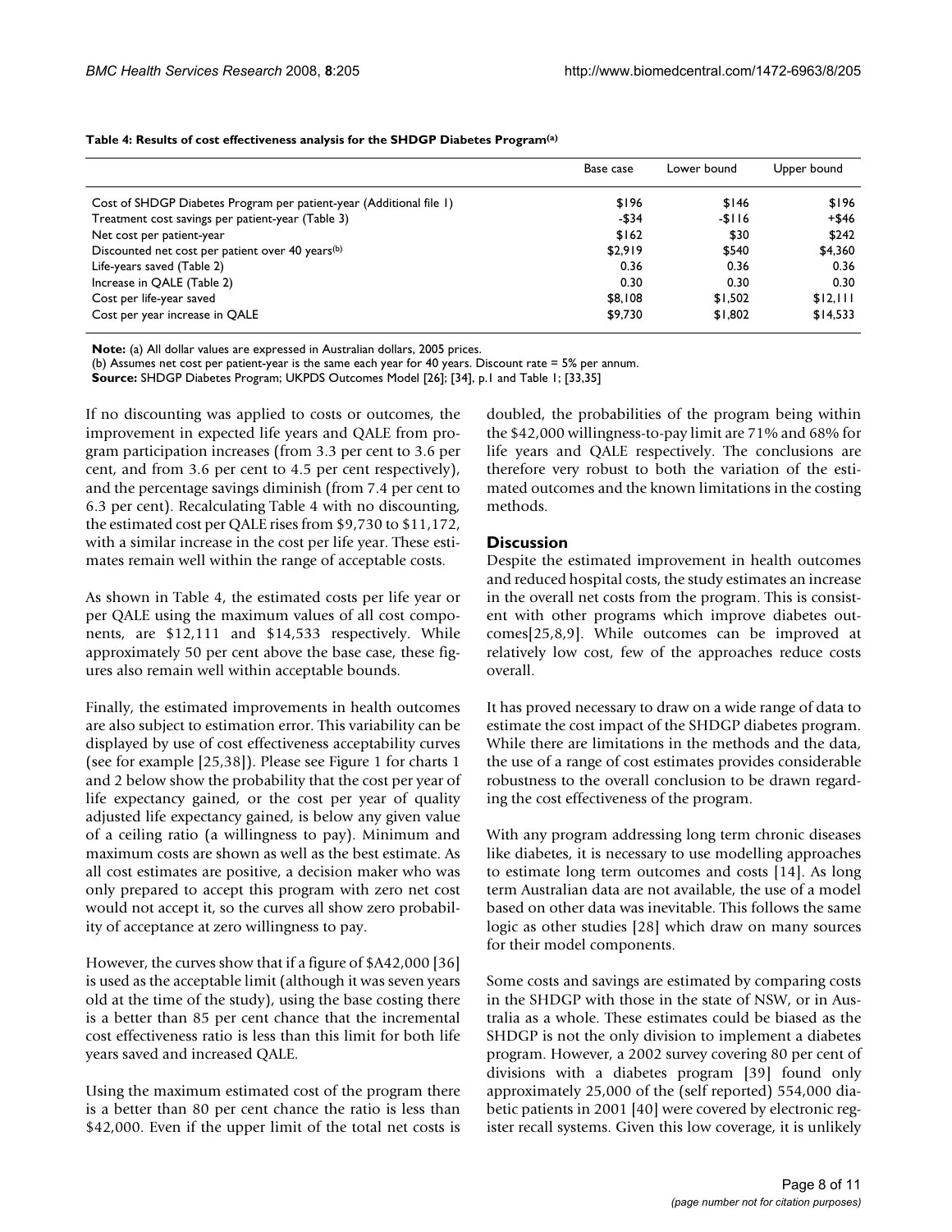**Table 4: Results of cost effectiveness analysis for the SHDGP Diabetes Program(a)**

| | Base case | Lower bound | Upper bound |
|---|---|---|---|
| Cost of SHDGP Diabetes Program per patient-year (Additional file 1) | $196 | $146 | $196 |
| Treatment cost savings per patient-year (Table 3) | -$34 | -$116 | +$46 |
| Net cost per patient-year | $162 | $30 | $242 |
| Discounted net cost per patient over 40 years(b) | $2,919 | $540 | $4,360 |
| Life-years saved (Table 2) | 0.36 | 0.36 | 0.36 |
| Increase in QALE (Table 2) | 0.30 | 0.30 | 0.30 |
| Cost per life-year saved | $8,108 | $1,502 | $12,111 |
| Cost per year increase in QALE | $9,730 | $1,802 | $14,533 |

**Note:** (a) All dollar values are expressed in Australian dollars, 2005 prices.
(b) Assumes net cost per patient-year is the same each year for 40 years. Discount rate = 5% per annum.
**Source:** SHDGP Diabetes Program; UKPDS Outcomes Model [26]; [34], p.1 and Table 1; [33,35]

If no discounting was applied to costs or outcomes, the improvement in expected life years and QALE from program participation increases (from 3.3 per cent to 3.6 per cent, and from 3.6 per cent to 4.5 per cent respectively), and the percentage savings diminish (from 7.4 per cent to 6.3 per cent). Recalculating Table 4 with no discounting, the estimated cost per QALE rises from $9,730 to $11,172, with a similar increase in the cost per life year. These estimates remain well within the range of acceptable costs.

As shown in Table 4, the estimated costs per life year or per QALE using the maximum values of all cost components, are $12,111 and $14,533 respectively. While approximately 50 per cent above the base case, these figures also remain well within acceptable bounds.

Finally, the estimated improvements in health outcomes are also subject to estimation error. This variability can be displayed by use of cost effectiveness acceptability curves (see for example [25,38]). Please see Figure 1 for charts 1 and 2 below show the probability that the cost per year of life expectancy gained, or the cost per year of quality adjusted life expectancy gained, is below any given value of a ceiling ratio (a willingness to pay). Minimum and maximum costs are shown as well as the best estimate. As all cost estimates are positive, a decision maker who was only prepared to accept this program with zero net cost would not accept it, so the curves all show zero probability of acceptance at zero willingness to pay.

However, the curves show that if a figure of $A42,000 [36] is used as the acceptable limit (although it was seven years old at the time of the study), using the base costing there is a better than 85 per cent chance that the incremental cost effectiveness ratio is less than this limit for both life years saved and increased QALE.

Using the maximum estimated cost of the program there is a better than 80 per cent chance the ratio is less than $42,000. Even if the upper limit of the total net costs is doubled, the probabilities of the program being within the $42,000 willingness-to-pay limit are 71% and 68% for life years and QALE respectively. The conclusions are therefore very robust to both the variation of the estimated outcomes and the known limitations in the costing methods.

## Discussion

Despite the estimated improvement in health outcomes and reduced hospital costs, the study estimates an increase in the overall net costs from the program. This is consistent with other programs which improve diabetes outcomes[25,8,9]. While outcomes can be improved at relatively low cost, few of the approaches reduce costs overall.

It has proved necessary to draw on a wide range of data to estimate the cost impact of the SHDGP diabetes program. While there are limitations in the methods and the data, the use of a range of cost estimates provides considerable robustness to the overall conclusion to be drawn regarding the cost effectiveness of the program.

With any program addressing long term chronic diseases like diabetes, it is necessary to use modelling approaches to estimate long term outcomes and costs [14]. As long term Australian data are not available, the use of a model based on other data was inevitable. This follows the same logic as other studies [28] which draw on many sources for their model components.

Some costs and savings are estimated by comparing costs in the SHDGP with those in the state of NSW, or in Australia as a whole. These estimates could be biased as the SHDGP is not the only division to implement a diabetes program. However, a 2002 survey covering 80 per cent of divisions with a diabetes program [39] found only approximately 25,000 of the (self reported) 554,000 diabetic patients in 2001 [40] were covered by electronic register recall systems. Given this low coverage, it is unlikely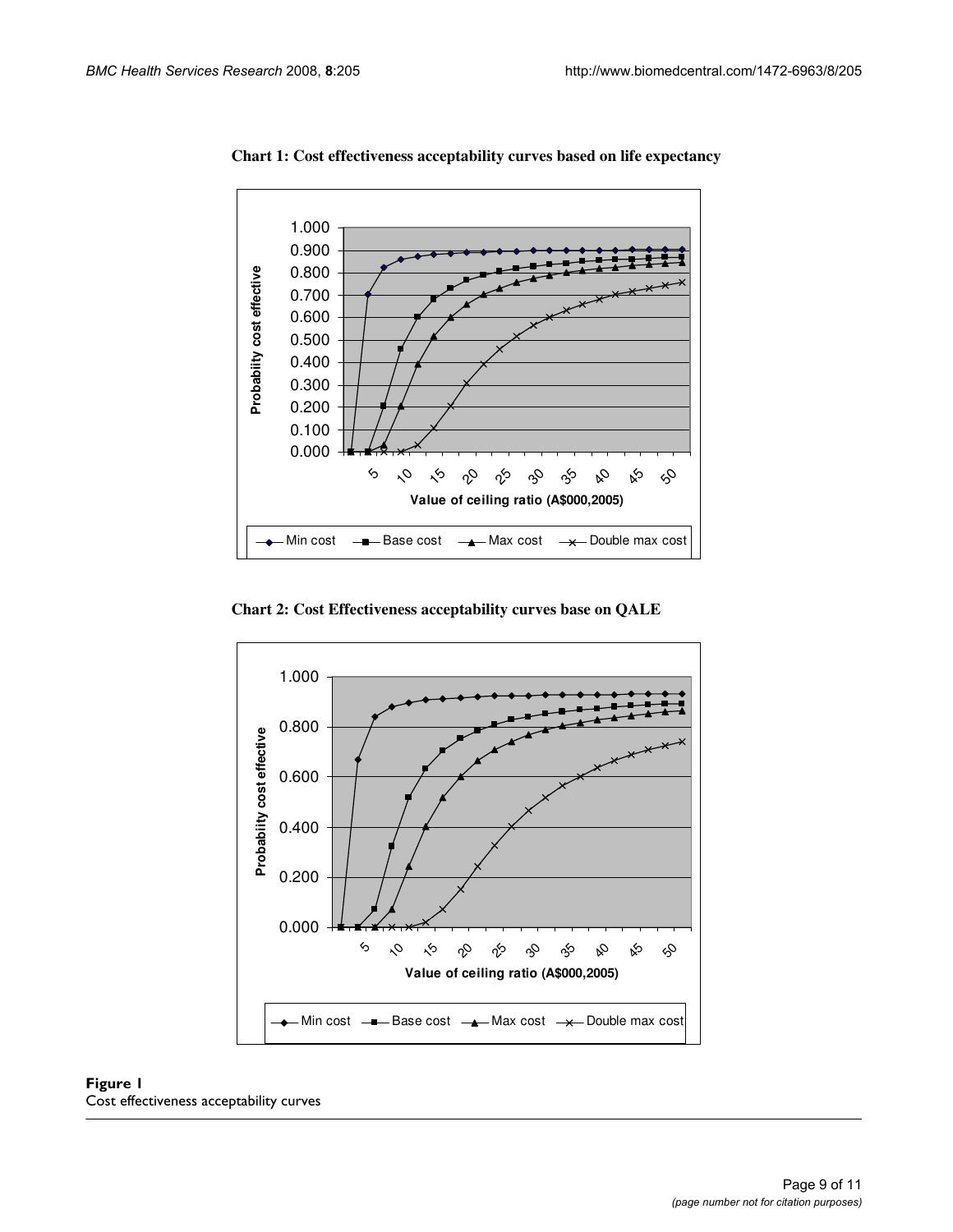**Chart 1: Cost effectiveness acceptability curves based on life expectancy**

**Chart 2: Cost Effectiveness acceptability curves base on QALE**

**Figure 1**
Cost effectiveness acceptability curves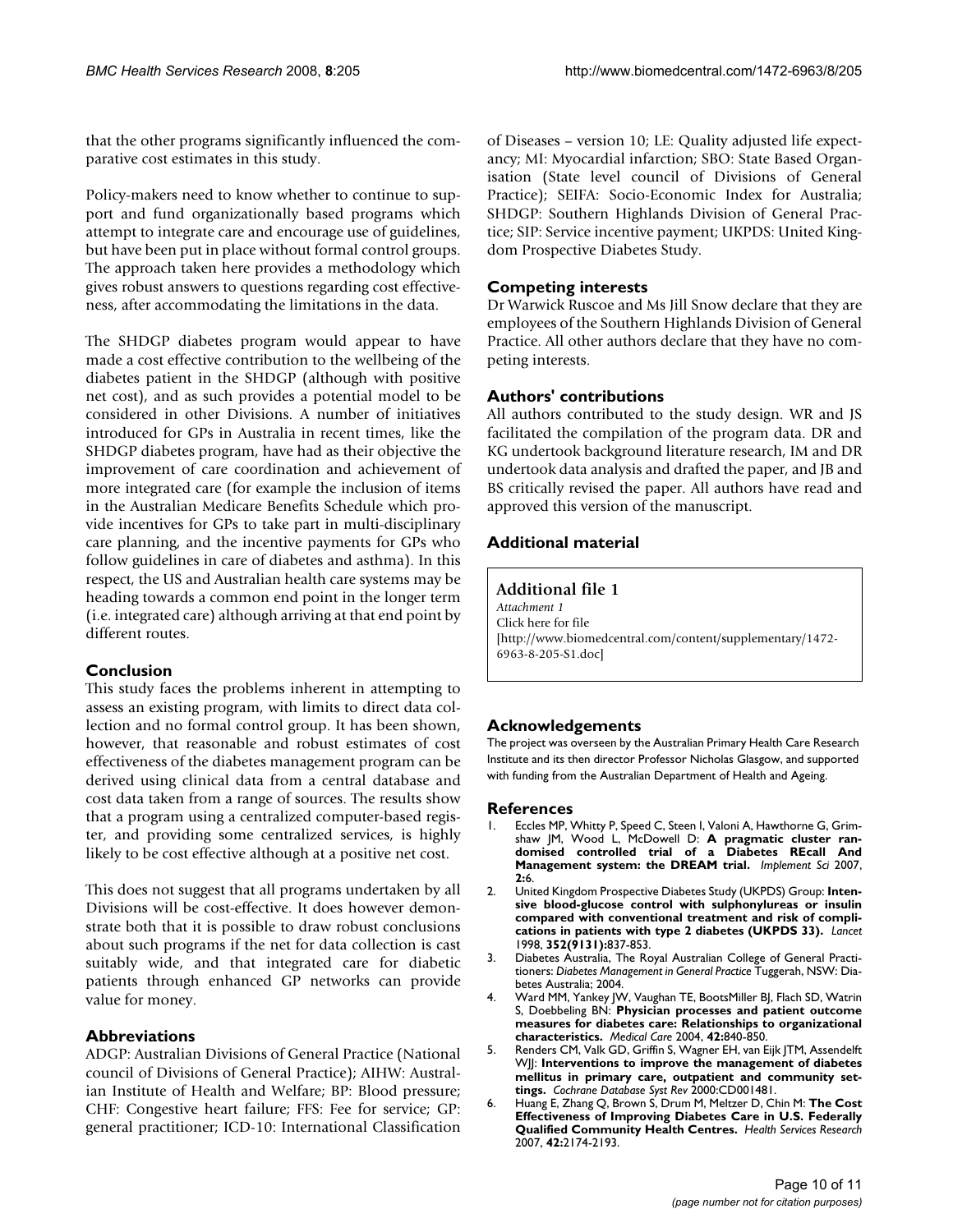that the other programs significantly influenced the comparative cost estimates in this study.

Policy-makers need to know whether to continue to support and fund organizationally based programs which attempt to integrate care and encourage use of guidelines, but have been put in place without formal control groups. The approach taken here provides a methodology which gives robust answers to questions regarding cost effectiveness, after accommodating the limitations in the data.

The SHDGP diabetes program would appear to have made a cost effective contribution to the wellbeing of the diabetes patient in the SHDGP (although with positive net cost), and as such provides a potential model to be considered in other Divisions. A number of initiatives introduced for GPs in Australia in recent times, like the SHDGP diabetes program, have had as their objective the improvement of care coordination and achievement of more integrated care (for example the inclusion of items in the Australian Medicare Benefits Schedule which provide incentives for GPs to take part in multi-disciplinary care planning, and the incentive payments for GPs who follow guidelines in care of diabetes and asthma). In this respect, the US and Australian health care systems may be heading towards a common end point in the longer term (i.e. integrated care) although arriving at that end point by different routes.

## Conclusion

This study faces the problems inherent in attempting to assess an existing program, with limits to direct data collection and no formal control group. It has been shown, however, that reasonable and robust estimates of cost effectiveness of the diabetes management program can be derived using clinical data from a central database and cost data taken from a range of sources. The results show that a program using a centralized computer-based register, and providing some centralized services, is highly likely to be cost effective although at a positive net cost.

This does not suggest that all programs undertaken by all Divisions will be cost-effective. It does however demonstrate both that it is possible to draw robust conclusions about such programs if the net for data collection is cast suitably wide, and that integrated care for diabetic patients through enhanced GP networks can provide value for money.

## Abbreviations

ADGP: Australian Divisions of General Practice (National council of Divisions of General Practice); AIHW: Australian Institute of Health and Welfare; BP: Blood pressure; CHF: Congestive heart failure; FFS: Fee for service; GP: general practitioner; ICD-10: International Classification of Diseases – version 10; LE: Quality adjusted life expectancy; MI: Myocardial infarction; SBO: State Based Organisation (State level council of Divisions of General Practice); SEIFA: Socio-Economic Index for Australia; SHDGP: Southern Highlands Division of General Practice; SIP: Service incentive payment; UKPDS: United Kingdom Prospective Diabetes Study.

## Competing interests

Dr Warwick Ruscoe and Ms Jill Snow declare that they are employees of the Southern Highlands Division of General Practice. All other authors declare that they have no competing interests.

## Authors' contributions

All authors contributed to the study design. WR and JS facilitated the compilation of the program data. DR and KG undertook background literature research, IM and DR undertook data analysis and drafted the paper, and JB and BS critically revised the paper. All authors have read and approved this version of the manuscript.

## Additional material

**Additional file 1**
*Attachment 1*
Click here for file
[http://www.biomedcentral.com/content/supplementary/1472-6963-8-205-S1.doc]

## Acknowledgements

The project was overseen by the Australian Primary Health Care Research Institute and its then director Professor Nicholas Glasgow, and supported with funding from the Australian Department of Health and Ageing.

## References

1. Eccles MP, Whitty P, Speed C, Steen I, Valoni A, Hawthorne G, Grimshaw JM, Wood L, McDowell D: **A pragmatic cluster randomised controlled trial of a Diabetes REcall And Management system: the DREAM trial.** *Implement Sci* 2007, **2:**6.
2. United Kingdom Prospective Diabetes Study (UKPDS) Group: **Intensive blood-glucose control with sulphonylureas or insulin compared with conventional treatment and risk of complications in patients with type 2 diabetes (UKPDS 33).** *Lancet* 1998, **352(9131):**837-853.
3. Diabetes Australia, The Royal Australian College of General Practitioners: *Diabetes Management in General Practice* Tuggerah, NSW: Diabetes Australia; 2004.
4. Ward MM, Yankey JW, Vaughan TE, BootsMiller BJ, Flach SD, Watrin S, Doebbeling BN: **Physician processes and patient outcome measures for diabetes care: Relationships to organizational characteristics.** *Medical Care* 2004, **42:**840-850.
5. Renders CM, Valk GD, Griffin S, Wagner EH, van Eijk JTM, Assendelft WJJ: **Interventions to improve the management of diabetes mellitus in primary care, outpatient and community settings.** *Cochrane Database Syst Rev* 2000:CD001481.
6. Huang E, Zhang Q, Brown S, Drum M, Meltzer D, Chin M: **The Cost Effectiveness of Improving Diabetes Care in U.S. Federally Qualified Community Health Centres.** *Health Services Research* 2007, **42:**2174-2193.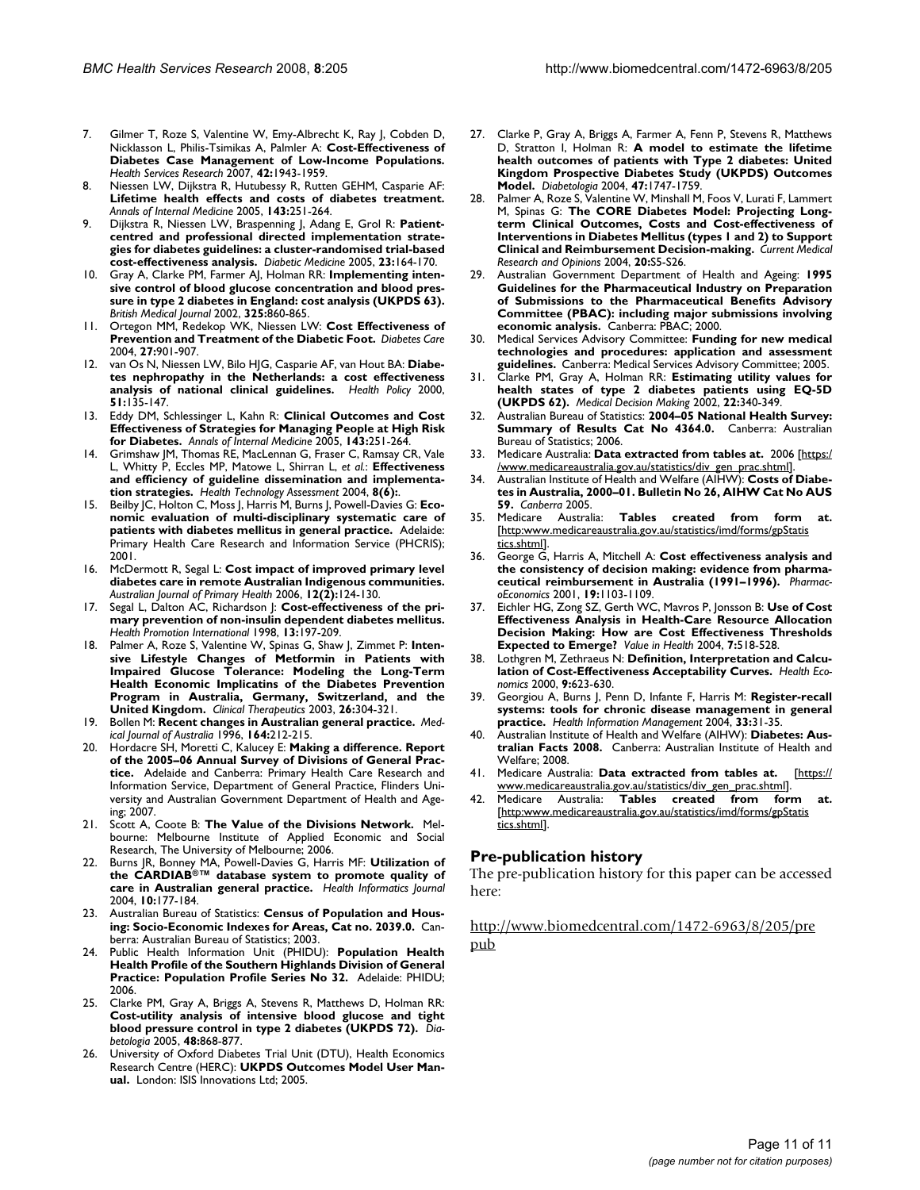7. Gilmer T, Roze S, Valentine W, Emy-Albrecht K, Ray J, Cobden D, Nicklasson L, Philis-Tsimikas A, Palmler A: **Cost-Effectiveness of Diabetes Case Management of Low-Income Populations.** *Health Services Research* 2007, **42:**1943-1959.
8. Niessen LW, Dijkstra R, Hutubessy R, Rutten GEHM, Casparie AF: **Lifetime health effects and costs of diabetes treatment.** *Annals of Internal Medicine* 2005, **143:**251-264.
9. Dijkstra R, Niessen LW, Braspenning J, Adang E, Grol R: **Patient-centred and professional directed implementation strategies for diabetes guidelines: a cluster-randomised trial-based cost-effectiveness analysis.** *Diabetic Medicine* 2005, **23:**164-170.
10. Gray A, Clarke PM, Farmer AJ, Holman RR: **Implementing intensive control of blood glucose concentration and blood pressure in type 2 diabetes in England: cost analysis (UKPDS 63).** *British Medical Journal* 2002, **325:**860-865.
11. Ortegon MM, Redekop WK, Niessen LW: **Cost Effectiveness of Prevention and Treatment of the Diabetic Foot.** *Diabetes Care* 2004, **27:**901-907.
12. van Os N, Niessen LW, Bilo HJG, Casparie AF, van Hout BA: **Diabetes nephropathy in the Netherlands: a cost effectiveness analysis of national clinical guidelines.** *Health Policy* 2000, **51:**135-147.
13. Eddy DM, Schlessinger L, Kahn R: **Clinical Outcomes and Cost Effectiveness of Strategies for Managing People at High Risk for Diabetes.** *Annals of Internal Medicine* 2005, **143:**251-264.
14. Grimshaw JM, Thomas RE, MacLennan G, Fraser C, Ramsay CR, Vale L, Whitty P, Eccles MP, Matowe L, Shirran L, *et al.*: **Effectiveness and efficiency of guideline dissemination and implementation strategies.** *Health Technology Assessment* 2004, **8(6):**.
15. Beilby JC, Holton C, Moss J, Harris M, Burns J, Powell-Davies G: **Economic evaluation of multi-disciplinary systematic care of patients with diabetes mellitus in general practice.** Adelaide: Primary Health Care Research and Information Service (PHCRIS); 2001.
16. McDermott R, Segal L: **Cost impact of improved primary level diabetes care in remote Australian Indigenous communities.** *Australian Journal of Primary Health* 2006, **12(2):**124-130.
17. Segal L, Dalton AC, Richardson J: **Cost-effectiveness of the primary prevention of non-insulin dependent diabetes mellitus.** *Health Promotion International* 1998, **13:**197-209.
18. Palmer A, Roze S, Valentine W, Spinas G, Shaw J, Zimmet P: **Intensive Lifestyle Changes of Metformin in Patients with Impaired Glucose Tolerance: Modeling the Long-Term Health Economic Implicatins of the Diabetes Prevention Program in Australia, Germany, Switzerland, and the United Kingdom.** *Clinical Therapeutics* 2003, **26:**304-321.
19. Bollen M: **Recent changes in Australian general practice.** *Medical Journal of Australia* 1996, **164:**212-215.
20. Hordacre SH, Moretti C, Kalucey E: **Making a difference. Report of the 2005–06 Annual Survey of Divisions of General Practice.** Adelaide and Canberra: Primary Health Care Research and Information Service, Department of General Practice, Flinders University and Australian Government Department of Health and Ageing; 2007.
21. Scott A, Coote B: **The Value of the Divisions Network.** Melbourne: Melbourne Institute of Applied Economic and Social Research, The University of Melbourne; 2006.
22. Burns JR, Bonney MA, Powell-Davies G, Harris MF: **Utilization of the CARDIAB®™ database system to promote quality of care in Australian general practice.** *Health Informatics Journal* 2004, **10:**177-184.
23. Australian Bureau of Statistics: **Census of Population and Housing: Socio-Economic Indexes for Areas, Cat no. 2039.0.** Canberra: Australian Bureau of Statistics; 2003.
24. Public Health Information Unit (PHIDU): **Population Health Health Profile of the Southern Highlands Division of General Practice: Population Profile Series No 32.** Adelaide: PHIDU; 2006.
25. Clarke PM, Gray A, Briggs A, Stevens R, Matthews D, Holman RR: **Cost-utility analysis of intensive blood glucose and tight blood pressure control in type 2 diabetes (UKPDS 72).** *Diabetologia* 2005, **48:**868-877.
26. University of Oxford Diabetes Trial Unit (DTU), Health Economics Research Centre (HERC): **UKPDS Outcomes Model User Manual.** London: ISIS Innovations Ltd; 2005.
27. Clarke P, Gray A, Briggs A, Farmer A, Fenn P, Stevens R, Matthews D, Stratton I, Holman R: **A model to estimate the lifetime health outcomes of patients with Type 2 diabetes: United Kingdom Prospective Diabetes Study (UKPDS) Outcomes Model.** *Diabetologia* 2004, **47:**1747-1759.
28. Palmer A, Roze S, Valentine W, Minshall M, Foos V, Lurati F, Lammert M, Spinas G: **The CORE Diabetes Model: Projecting Long-term Clinical Outcomes, Costs and Cost-effectiveness of Interventions in Diabetes Mellitus (types 1 and 2) to Support Clinical and Reimbursement Decision-making.** *Current Medical Research and Opinions* 2004, **20:**S5-S26.
29. Australian Government Department of Health and Ageing: **1995 Guidelines for the Pharmaceutical Industry on Preparation of Submissions to the Pharmaceutical Benefits Advisory Committee (PBAC): including major submissions involving economic analysis.** Canberra: PBAC; 2000.
30. Medical Services Advisory Committee: **Funding for new medical technologies and procedures: application and assessment guidelines.** Canberra: Medical Services Advisory Committee; 2005.
31. Clarke PM, Gray A, Holman RR: **Estimating utility values for health states of type 2 diabetes patients using EQ-5D (UKPDS 62).** *Medical Decision Making* 2002, **22:**340-349.
32. Australian Bureau of Statistics: **2004–05 National Health Survey: Summary of Results Cat No 4364.0.** Canberra: Australian Bureau of Statistics; 2006.
33. Medicare Australia: **Data extracted from tables at.** 2006 [https://www.medicareaustralia.gov.au/statistics/div_gen_prac.shtml].
34. Australian Institute of Health and Welfare (AIHW): **Costs of Diabetes in Australia, 2000–01. Bulletin No 26, AIHW Cat No AUS 59.** *Canberra* 2005.
35. Medicare Australia: **Tables created from form at.** [http:www.medicareaustralia.gov.au/statistics/imd/forms/gpStatistics.shtml].
36. George G, Harris A, Mitchell A: **Cost effectiveness analysis and the consistency of decision making: evidence from pharmaceutical reimbursement in Australia (1991–1996).** *PharmacoEconomics* 2001, **19:**1103-1109.
37. Eichler HG, Zong SZ, Gerth WC, Mavros P, Jonsson B: **Use of Cost Effectiveness Analysis in Health-Care Resource Allocation Decision Making: How are Cost Effectiveness Thresholds Expected to Emerge?** *Value in Health* 2004, **7:**518-528.
38. Lothgren M, Zethraeus N: **Definition, Interpretation and Calculation of Cost-Effectiveness Acceptability Curves.** *Health Economics* 2000, **9:**623-630.
39. Georgiou A, Burns J, Penn D, Infante F, Harris M: **Register-recall systems: tools for chronic disease management in general practice.** *Health Information Management* 2004, **33:**31-35.
40. Australian Institute of Health and Welfare (AIHW): **Diabetes: Australian Facts 2008.** Canberra: Australian Institute of Health and Welfare; 2008.
41. Medicare Australia: **Data extracted from tables at.** [https://www.medicareaustralia.gov.au/statistics/div_gen_prac.shtml].
42. Medicare Australia: **Tables created from form at.** [http:www.medicareaustralia.gov.au/statistics/imd/forms/gpStatistics.shtml].

## Pre-publication history

The pre-publication history for this paper can be accessed here:

http://www.biomedcentral.com/1472-6963/8/205/prepub